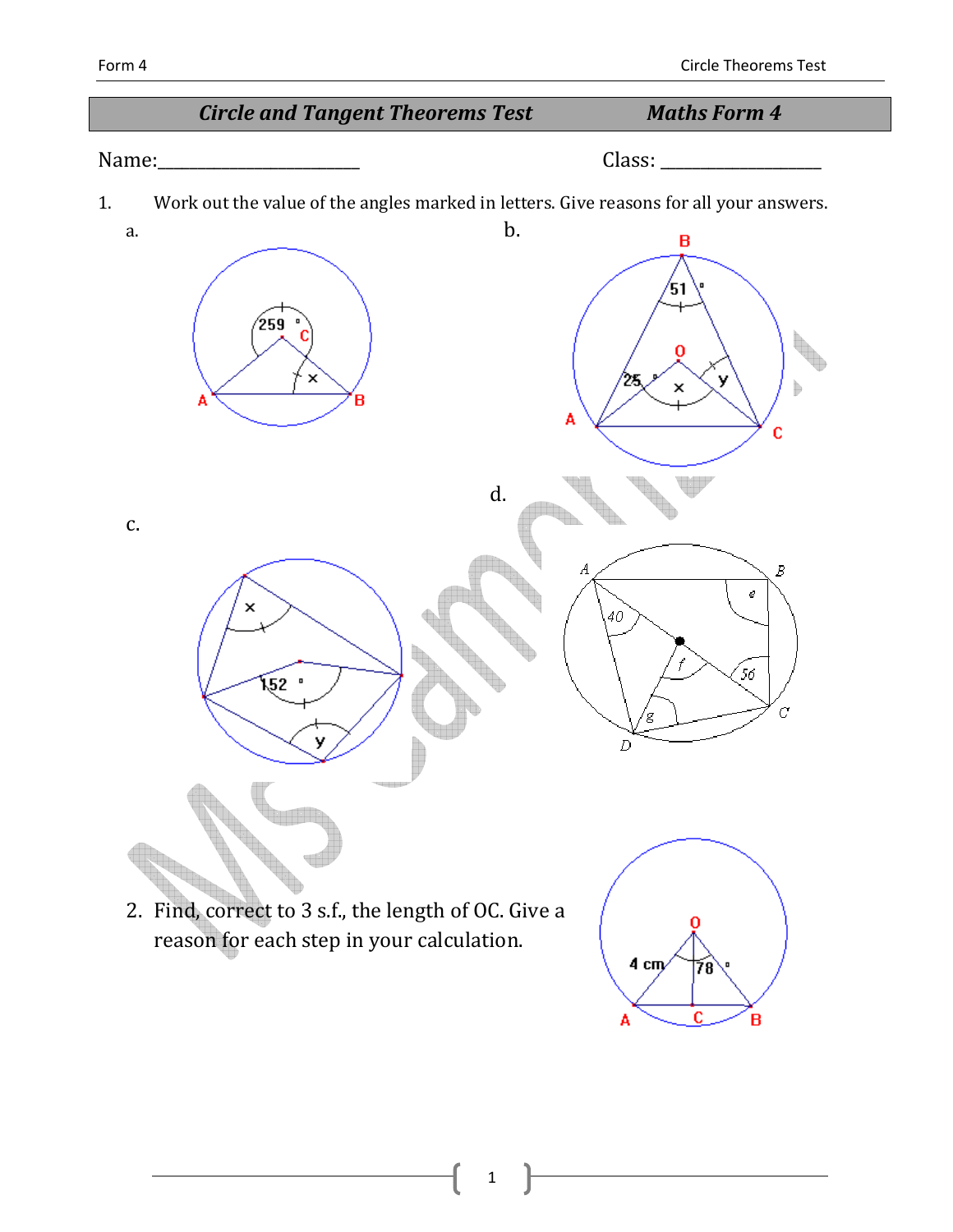## *Circle and Tangent Theorems Test* — *Maths Form 4*

Name:______________________ Class: ________________

1. Work out the value of the angles marked in letters. Give reasons for all your answers.

a.

b.

c.

d.

2. Find, correct to 3 s.f., the length of OC. Give a reason for each step in your calculation.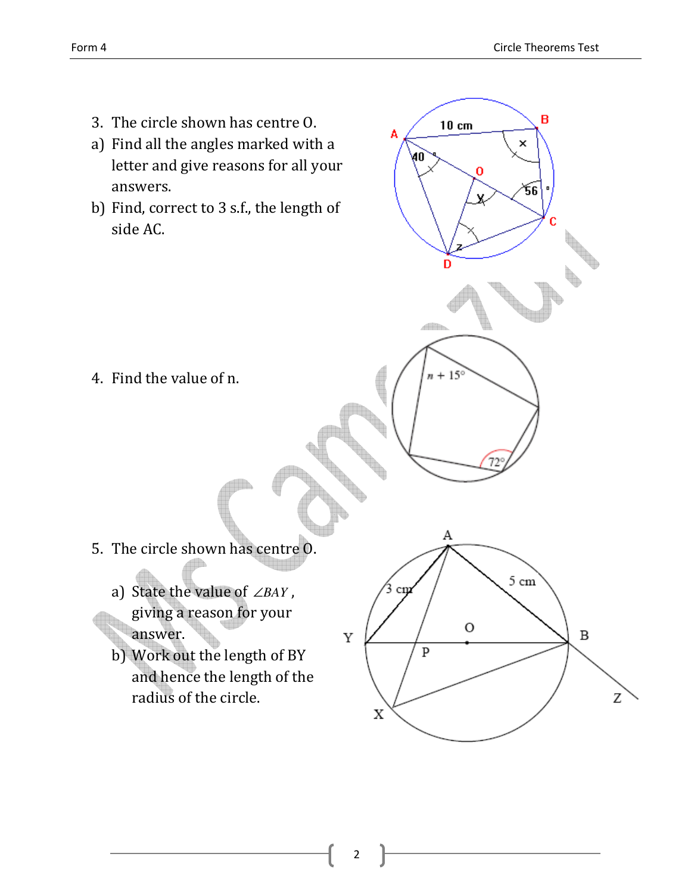3. The circle shown has centre O.

a) Find all the angles marked with a letter and give reasons for all your answers.

b) Find, correct to 3 s.f., the length of side AC.

10 cm

A

B

40°

x

O

y

56°

C

z

D

4. Find the value of n.

$n + 15°$

72°

5. The circle shown has centre O.

a) State the value of $\angle BAY$, giving a reason for your answer.

b) Work out the length of BY and hence the length of the radius of the circle.

A

3 cm

5 cm

Y

O

B

P

X

Z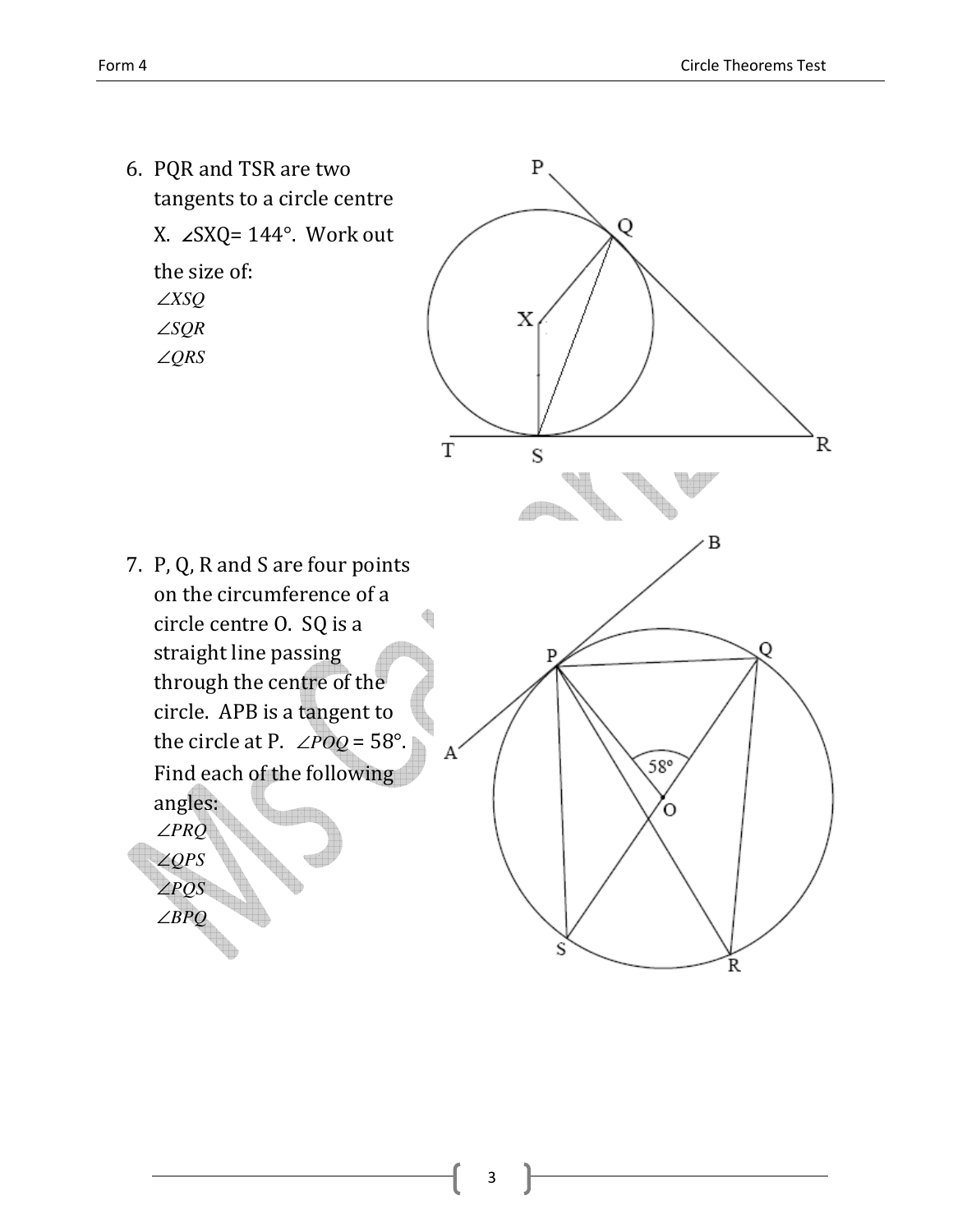6. PQR and TSR are two tangents to a circle centre X. $\angle SXQ = 144°$. Work out the size of:

   $\angle XSQ$

   $\angle SQR$

   $\angle QRS$

P

Q

X

T

S

R

7. P, Q, R and S are four points on the circumference of a circle centre O. SQ is a straight line passing through the centre of the circle. APB is a tangent to the circle at P. $\angle POQ = 58°$. Find each of the following angles:

   $\angle PRQ$

   $\angle QPS$

   $\angle PQS$

   $\angle BPQ$

B

P

Q

A

58°

O

S

R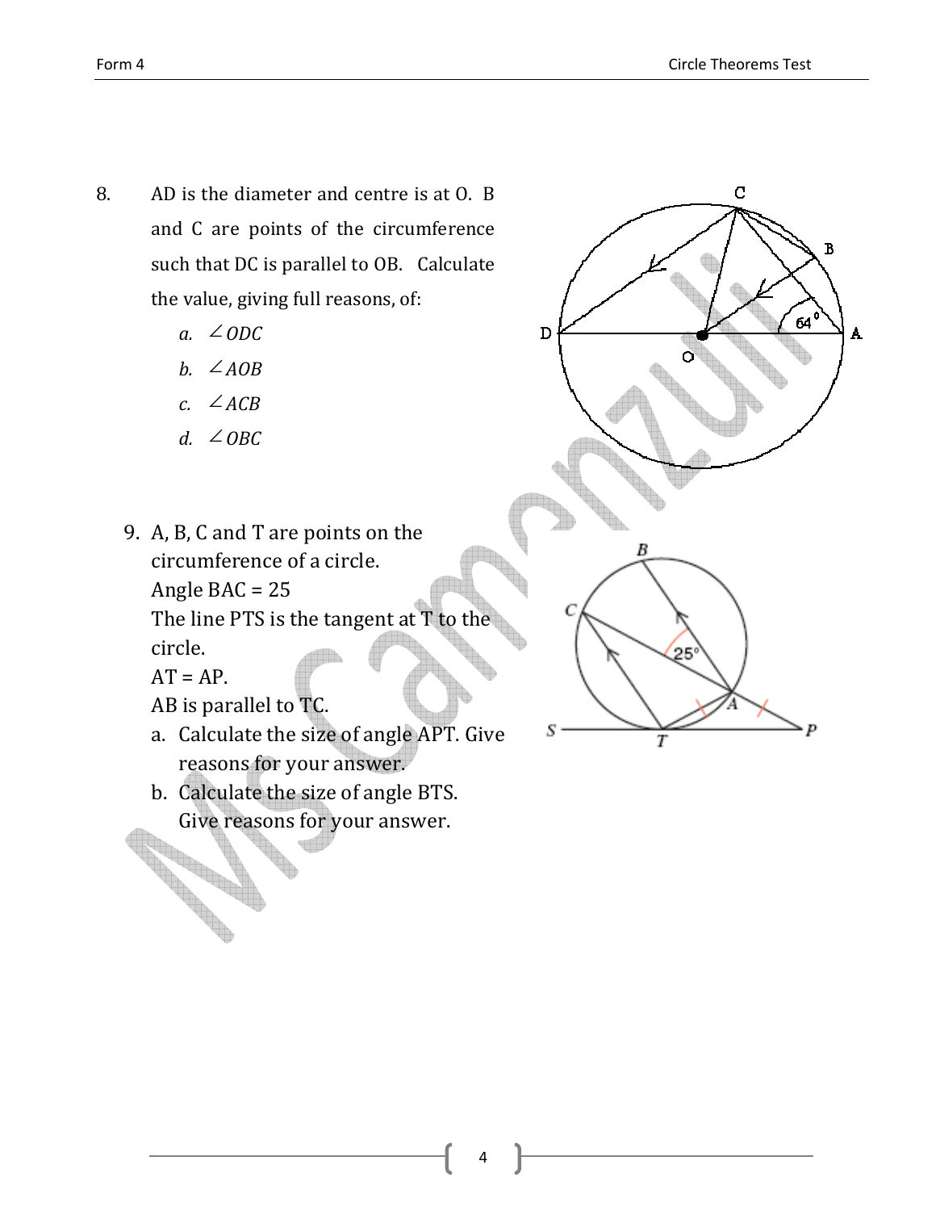8. AD is the diameter and centre is at O. B and C are points of the circumference such that DC is parallel to OB. Calculate the value, giving full reasons, of:

   a. $\angle ODC$
   b. $\angle AOB$
   c. $\angle ACB$
   d. $\angle OBC$

C

B

64°

D

A

O

9. A, B, C and T are points on the circumference of a circle.
   Angle BAC = 25
   The line PTS is the tangent at T to the circle.
   AT = AP.
   AB is parallel to TC.

   a. Calculate the size of angle APT. Give reasons for your answer.
   b. Calculate the size of angle BTS. Give reasons for your answer.

B

C

25°

A

S

T

P